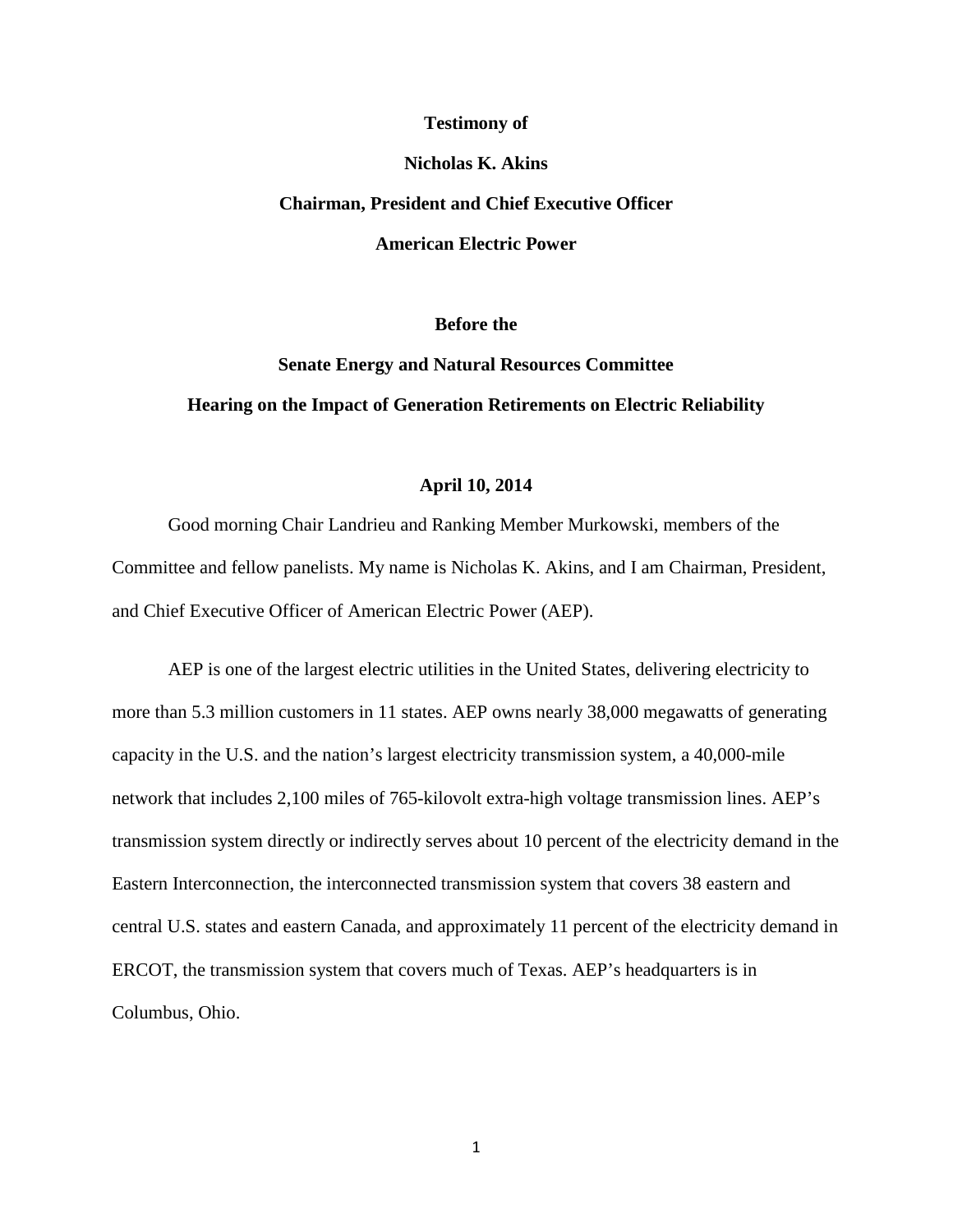**Testimony of**

**Nicholas K. Akins**

**Chairman, President and Chief Executive Officer**

**American Electric Power**

**Before the**

**Senate Energy and Natural Resources Committee**

**Hearing on the Impact of Generation Retirements on Electric Reliability**

**April 10, 2014**

Good morning Chair Landrieu and Ranking Member Murkowski, members of the Committee and fellow panelists. My name is Nicholas K. Akins, and I am Chairman, President, and Chief Executive Officer of American Electric Power (AEP).

AEP is one of the largest electric utilities in the United States, delivering electricity to more than 5.3 million customers in 11 states. AEP owns nearly 38,000 megawatts of generating capacity in the U.S. and the nation's largest electricity transmission system, a 40,000-mile network that includes 2,100 miles of 765-kilovolt extra-high voltage transmission lines. AEP's transmission system directly or indirectly serves about 10 percent of the electricity demand in the Eastern Interconnection, the interconnected transmission system that covers 38 eastern and central U.S. states and eastern Canada, and approximately 11 percent of the electricity demand in ERCOT, the transmission system that covers much of Texas. AEP's headquarters is in Columbus, Ohio.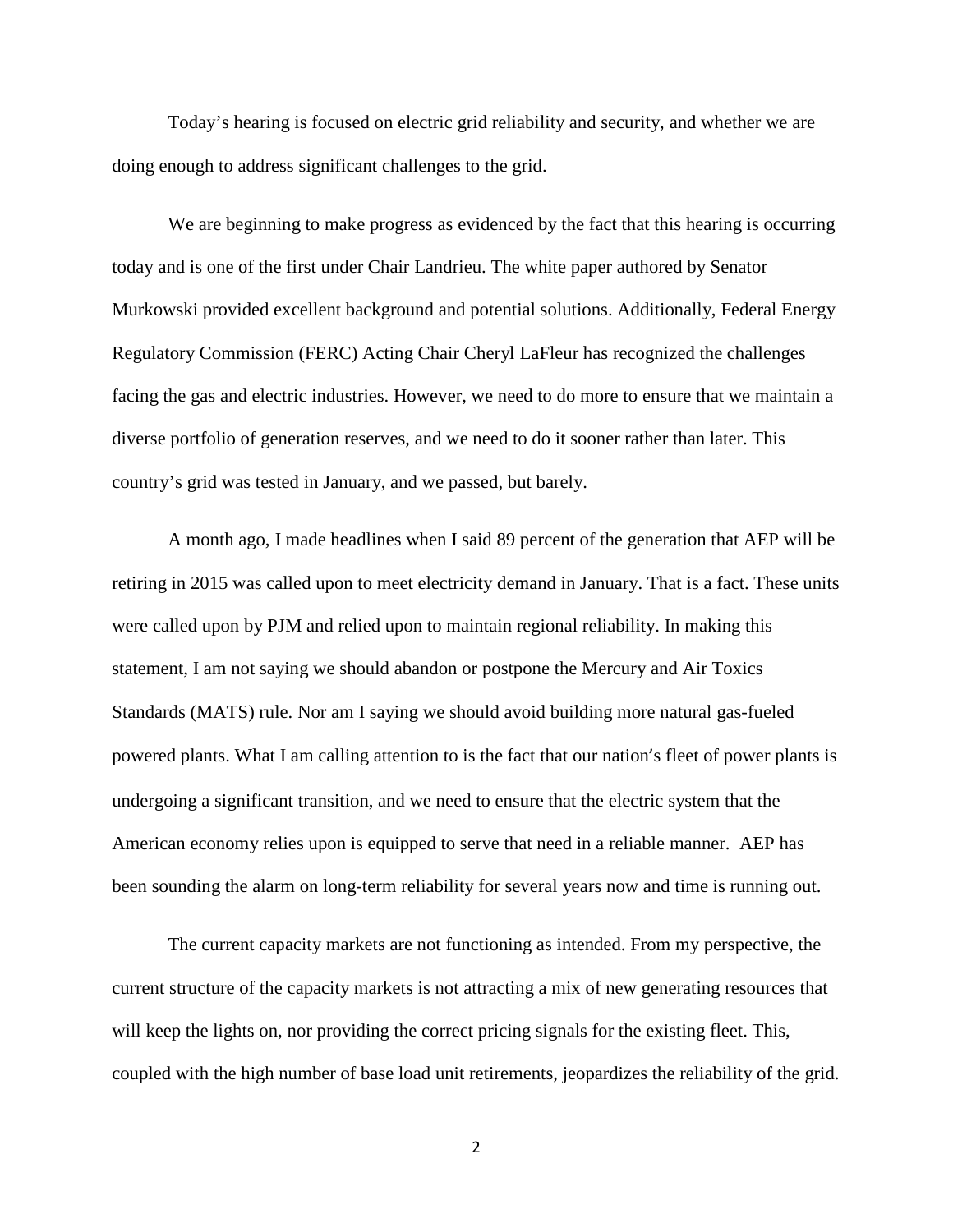Today's hearing is focused on electric grid reliability and security, and whether we are doing enough to address significant challenges to the grid.

We are beginning to make progress as evidenced by the fact that this hearing is occurring today and is one of the first under Chair Landrieu. The white paper authored by Senator Murkowski provided excellent background and potential solutions. Additionally, Federal Energy Regulatory Commission (FERC) Acting Chair Cheryl LaFleur has recognized the challenges facing the gas and electric industries. However, we need to do more to ensure that we maintain a diverse portfolio of generation reserves, and we need to do it sooner rather than later. This country's grid was tested in January, and we passed, but barely.

A month ago, I made headlines when I said 89 percent of the generation that AEP will be retiring in 2015 was called upon to meet electricity demand in January. That is a fact. These units were called upon by PJM and relied upon to maintain regional reliability. In making this statement, I am not saying we should abandon or postpone the Mercury and Air Toxics Standards (MATS) rule. Nor am I saying we should avoid building more natural gas-fueled powered plants. What I am calling attention to is the fact that our nation's fleet of power plants is undergoing a significant transition, and we need to ensure that the electric system that the American economy relies upon is equipped to serve that need in a reliable manner. AEP has been sounding the alarm on long-term reliability for several years now and time is running out.

The current capacity markets are not functioning as intended. From my perspective, the current structure of the capacity markets is not attracting a mix of new generating resources that will keep the lights on, nor providing the correct pricing signals for the existing fleet. This, coupled with the high number of base load unit retirements, jeopardizes the reliability of the grid.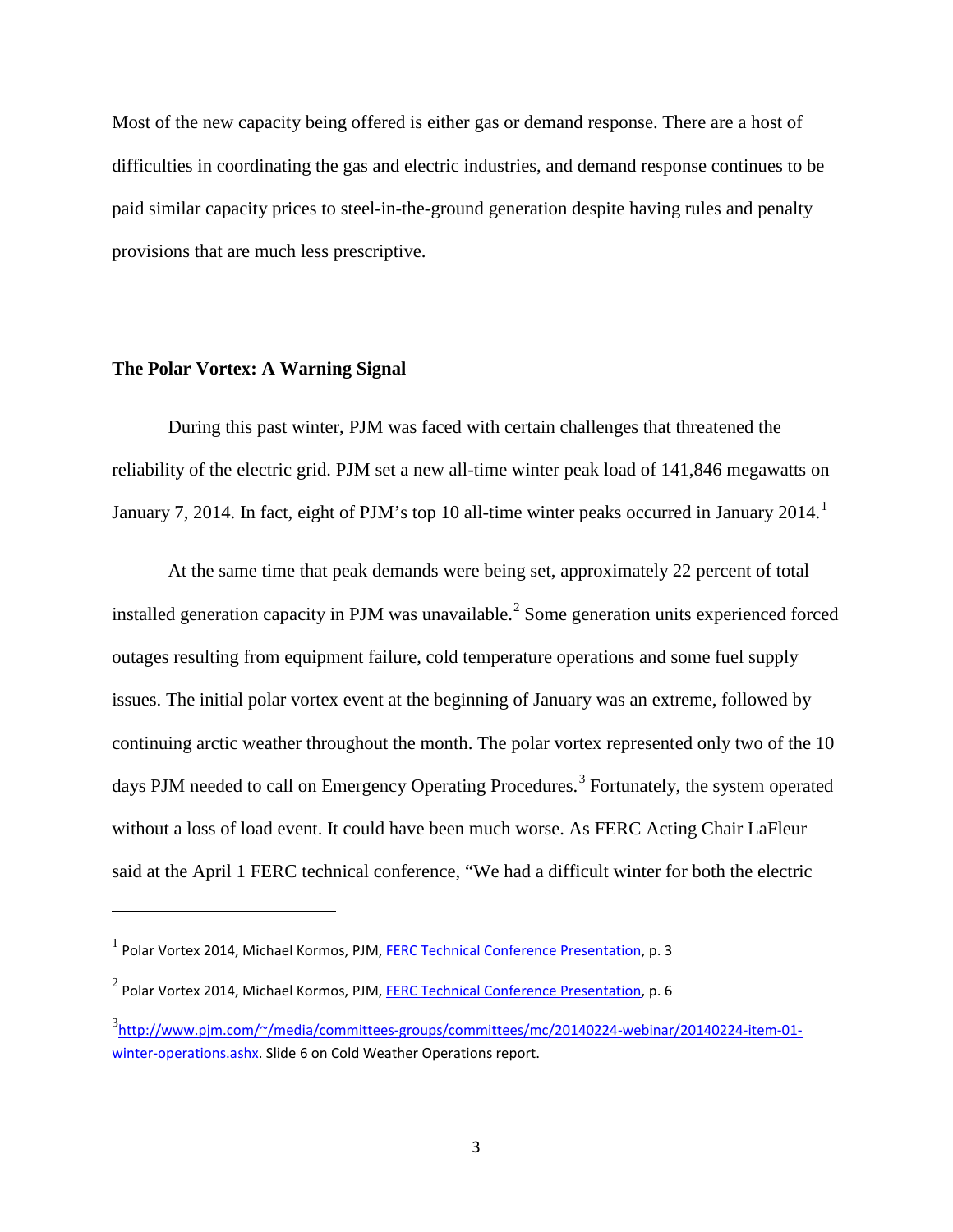Most of the new capacity being offered is either gas or demand response. There are a host of difficulties in coordinating the gas and electric industries, and demand response continues to be paid similar capacity prices to steel-in-the-ground generation despite having rules and penalty provisions that are much less prescriptive.

**The Polar Vortex: A Warning Signal**

During this past winter, PJM was faced with certain challenges that threatened the reliability of the electric grid. PJM set a new all-time winter peak load of 141,846 megawatts on January 7, 2014. In fact, eight of PJM's top 10 all-time winter peaks occurred in January 2014.[1]

At the same time that peak demands were being set, approximately 22 percent of total installed generation capacity in PJM was unavailable.[2] Some generation units experienced forced outages resulting from equipment failure, cold temperature operations and some fuel supply issues. The initial polar vortex event at the beginning of January was an extreme, followed by continuing arctic weather throughout the month. The polar vortex represented only two of the 10 days PJM needed to call on Emergency Operating Procedures.[3] Fortunately, the system operated without a loss of load event. It could have been much worse. As FERC Acting Chair LaFleur said at the April 1 FERC technical conference, "We had a difficult winter for both the electric

---

[1] Polar Vortex 2014, Michael Kormos, PJM, FERC Technical Conference Presentation, p. 3

[2] Polar Vortex 2014, Michael Kormos, PJM, FERC Technical Conference Presentation, p. 6

[3] http://www.pjm.com/~/media/committees-groups/committees/mc/20140224-webinar/20140224-item-01-winter-operations.ashx. Slide 6 on Cold Weather Operations report.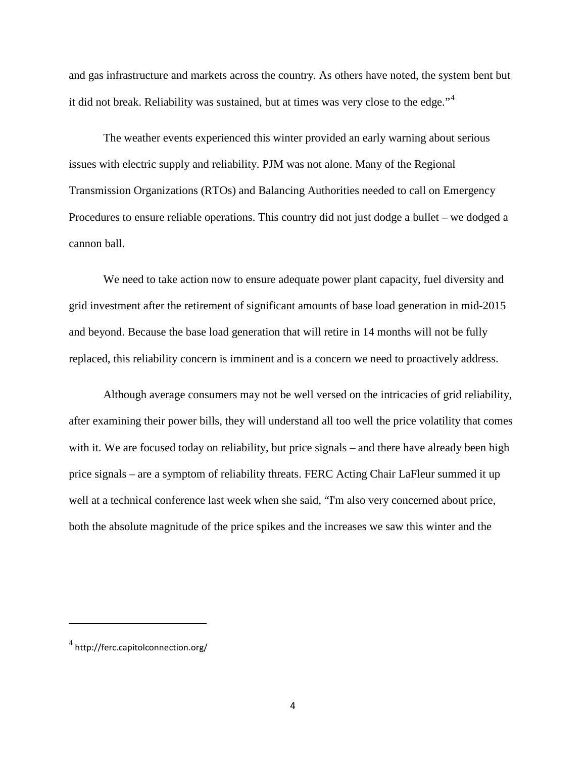and gas infrastructure and markets across the country. As others have noted, the system bent but it did not break. Reliability was sustained, but at times was very close to the edge."[4]

The weather events experienced this winter provided an early warning about serious issues with electric supply and reliability. PJM was not alone. Many of the Regional Transmission Organizations (RTOs) and Balancing Authorities needed to call on Emergency Procedures to ensure reliable operations. This country did not just dodge a bullet – we dodged a cannon ball.

We need to take action now to ensure adequate power plant capacity, fuel diversity and grid investment after the retirement of significant amounts of base load generation in mid-2015 and beyond. Because the base load generation that will retire in 14 months will not be fully replaced, this reliability concern is imminent and is a concern we need to proactively address.

Although average consumers may not be well versed on the intricacies of grid reliability, after examining their power bills, they will understand all too well the price volatility that comes with it. We are focused today on reliability, but price signals – and there have already been high price signals – are a symptom of reliability threats. FERC Acting Chair LaFleur summed it up well at a technical conference last week when she said, "I'm also very concerned about price, both the absolute magnitude of the price spikes and the increases we saw this winter and the

[4] http://ferc.capitolconnection.org/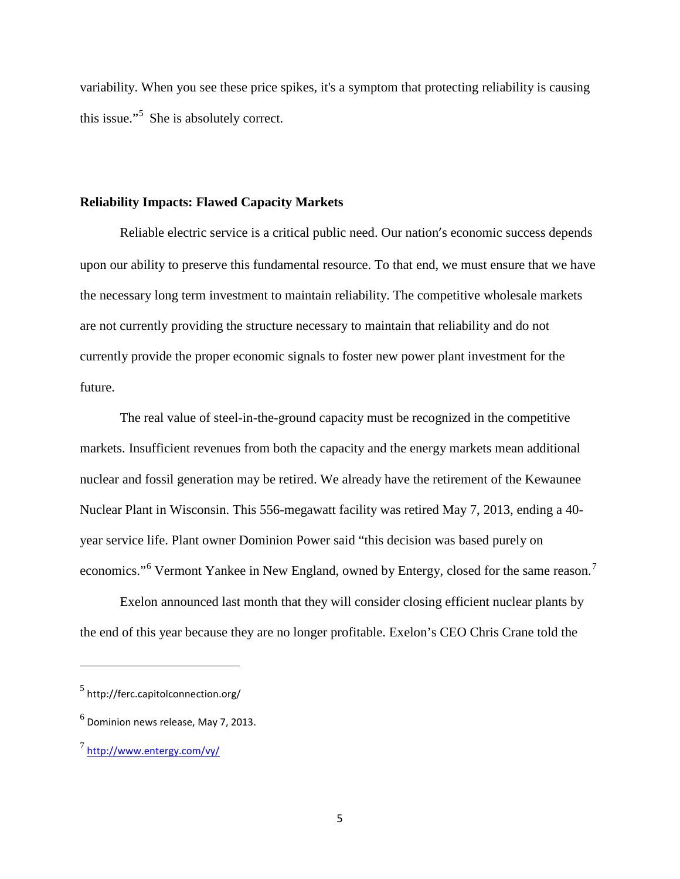variability. When you see these price spikes, it's a symptom that protecting reliability is causing this issue."[5] She is absolutely correct.

**Reliability Impacts: Flawed Capacity Markets**

Reliable electric service is a critical public need. Our nation's economic success depends upon our ability to preserve this fundamental resource. To that end, we must ensure that we have the necessary long term investment to maintain reliability. The competitive wholesale markets are not currently providing the structure necessary to maintain that reliability and do not currently provide the proper economic signals to foster new power plant investment for the future.

The real value of steel-in-the-ground capacity must be recognized in the competitive markets. Insufficient revenues from both the capacity and the energy markets mean additional nuclear and fossil generation may be retired. We already have the retirement of the Kewaunee Nuclear Plant in Wisconsin. This 556-megawatt facility was retired May 7, 2013, ending a 40-year service life. Plant owner Dominion Power said "this decision was based purely on economics."[6] Vermont Yankee in New England, owned by Entergy, closed for the same reason.[7]

Exelon announced last month that they will consider closing efficient nuclear plants by the end of this year because they are no longer profitable. Exelon's CEO Chris Crane told the

---

[5] http://ferc.capitolconnection.org/

[6] Dominion news release, May 7, 2013.

[7] http://www.entergy.com/vy/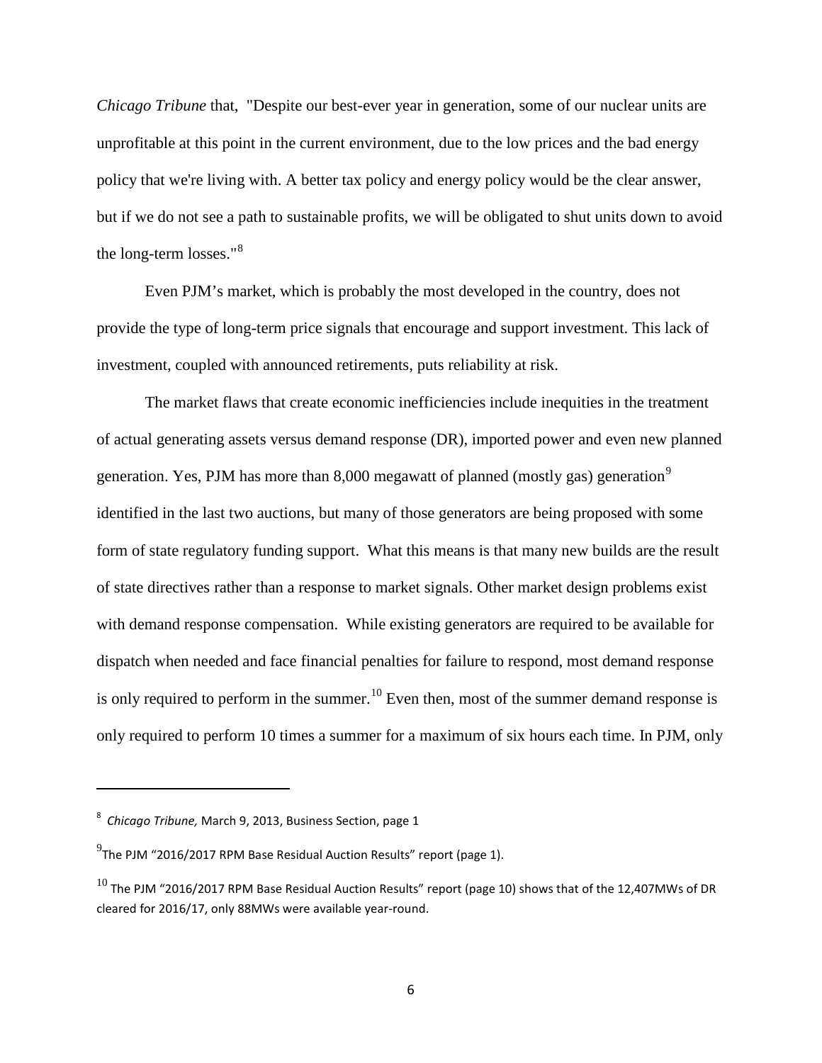*Chicago Tribune* that, "Despite our best-ever year in generation, some of our nuclear units are unprofitable at this point in the current environment, due to the low prices and the bad energy policy that we're living with. A better tax policy and energy policy would be the clear answer, but if we do not see a path to sustainable profits, we will be obligated to shut units down to avoid the long-term losses."[8]

Even PJM's market, which is probably the most developed in the country, does not provide the type of long-term price signals that encourage and support investment. This lack of investment, coupled with announced retirements, puts reliability at risk.

The market flaws that create economic inefficiencies include inequities in the treatment of actual generating assets versus demand response (DR), imported power and even new planned generation. Yes, PJM has more than 8,000 megawatt of planned (mostly gas) generation[9] identified in the last two auctions, but many of those generators are being proposed with some form of state regulatory funding support. What this means is that many new builds are the result of state directives rather than a response to market signals. Other market design problems exist with demand response compensation. While existing generators are required to be available for dispatch when needed and face financial penalties for failure to respond, most demand response is only required to perform in the summer.[10] Even then, most of the summer demand response is only required to perform 10 times a summer for a maximum of six hours each time. In PJM, only

---

[8] *Chicago Tribune,* March 9, 2013, Business Section, page 1

[9] The PJM "2016/2017 RPM Base Residual Auction Results" report (page 1).

[10] The PJM "2016/2017 RPM Base Residual Auction Results" report (page 10) shows that of the 12,407MWs of DR cleared for 2016/17, only 88MWs were available year-round.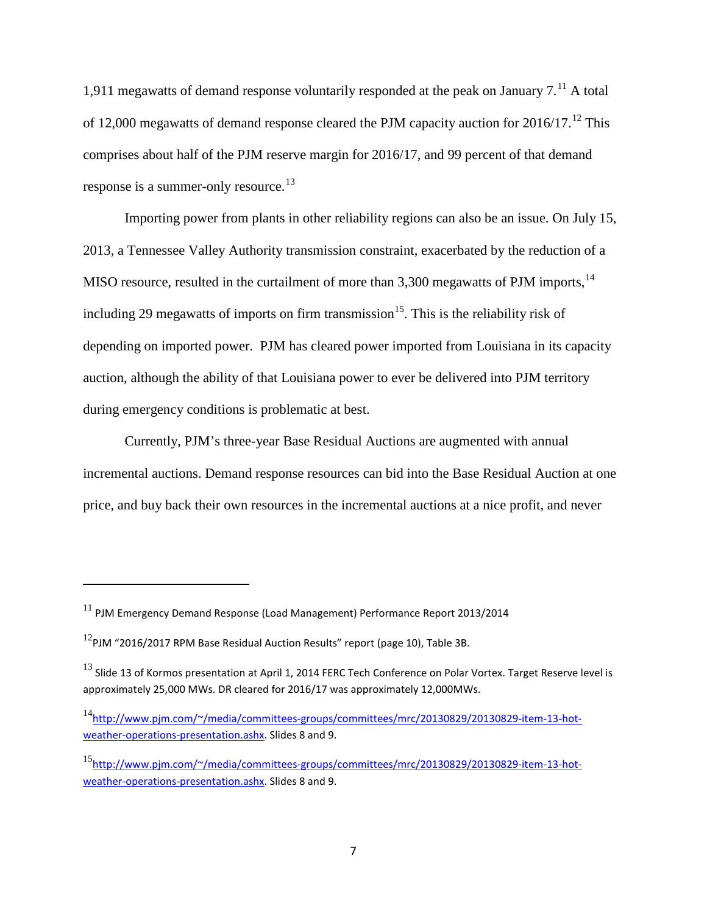1,911 megawatts of demand response voluntarily responded at the peak on January 7.[11] A total of 12,000 megawatts of demand response cleared the PJM capacity auction for 2016/17.[12] This comprises about half of the PJM reserve margin for 2016/17, and 99 percent of that demand response is a summer-only resource.[13]

Importing power from plants in other reliability regions can also be an issue. On July 15, 2013, a Tennessee Valley Authority transmission constraint, exacerbated by the reduction of a MISO resource, resulted in the curtailment of more than 3,300 megawatts of PJM imports,[14] including 29 megawatts of imports on firm transmission[15]. This is the reliability risk of depending on imported power. PJM has cleared power imported from Louisiana in its capacity auction, although the ability of that Louisiana power to ever be delivered into PJM territory during emergency conditions is problematic at best.

Currently, PJM's three-year Base Residual Auctions are augmented with annual incremental auctions. Demand response resources can bid into the Base Residual Auction at one price, and buy back their own resources in the incremental auctions at a nice profit, and never

---

[11] PJM Emergency Demand Response (Load Management) Performance Report 2013/2014

[12] PJM "2016/2017 RPM Base Residual Auction Results" report (page 10), Table 3B.

[13] Slide 13 of Kormos presentation at April 1, 2014 FERC Tech Conference on Polar Vortex. Target Reserve level is approximately 25,000 MWs. DR cleared for 2016/17 was approximately 12,000MWs.

[14] http://www.pjm.com/~/media/committees-groups/committees/mrc/20130829/20130829-item-13-hot-weather-operations-presentation.ashx. Slides 8 and 9.

[15] http://www.pjm.com/~/media/committees-groups/committees/mrc/20130829/20130829-item-13-hot-weather-operations-presentation.ashx. Slides 8 and 9.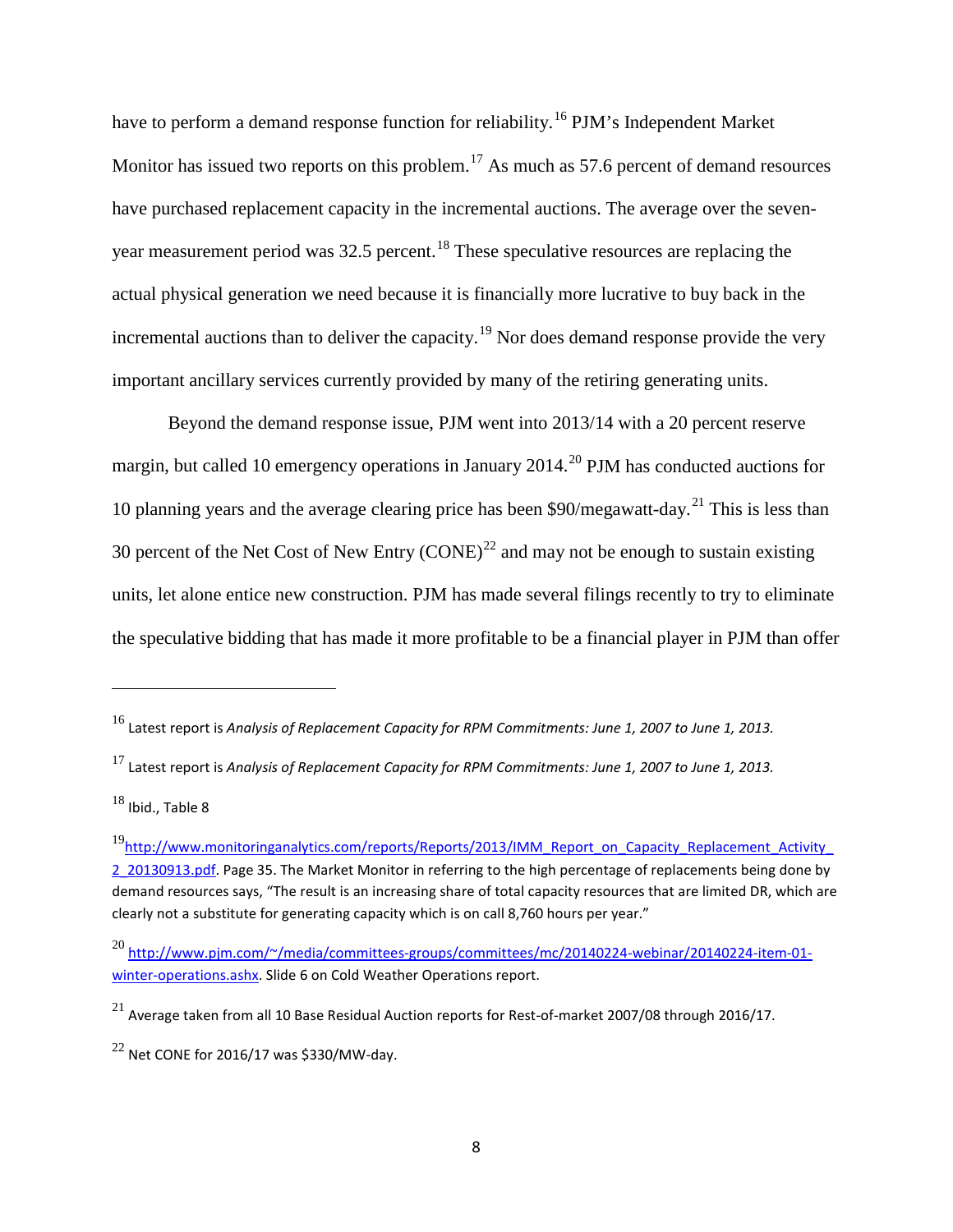have to perform a demand response function for reliability.[16] PJM's Independent Market Monitor has issued two reports on this problem.[17] As much as 57.6 percent of demand resources have purchased replacement capacity in the incremental auctions. The average over the seven-year measurement period was 32.5 percent.[18] These speculative resources are replacing the actual physical generation we need because it is financially more lucrative to buy back in the incremental auctions than to deliver the capacity.[19] Nor does demand response provide the very important ancillary services currently provided by many of the retiring generating units.

Beyond the demand response issue, PJM went into 2013/14 with a 20 percent reserve margin, but called 10 emergency operations in January 2014.[20] PJM has conducted auctions for 10 planning years and the average clearing price has been $90/megawatt-day.[21] This is less than 30 percent of the Net Cost of New Entry (CONE)[22] and may not be enough to sustain existing units, let alone entice new construction. PJM has made several filings recently to try to eliminate the speculative bidding that has made it more profitable to be a financial player in PJM than offer

---

[16] Latest report is *Analysis of Replacement Capacity for RPM Commitments: June 1, 2007 to June 1, 2013.*

[17] Latest report is *Analysis of Replacement Capacity for RPM Commitments: June 1, 2007 to June 1, 2013.*

[18] Ibid., Table 8

[19] http://www.monitoringanalytics.com/reports/Reports/2013/IMM_Report_on_Capacity_Replacement_Activity_2_20130913.pdf. Page 35. The Market Monitor in referring to the high percentage of replacements being done by demand resources says, "The result is an increasing share of total capacity resources that are limited DR, which are clearly not a substitute for generating capacity which is on call 8,760 hours per year."

[20] http://www.pjm.com/~/media/committees-groups/committees/mc/20140224-webinar/20140224-item-01-winter-operations.ashx. Slide 6 on Cold Weather Operations report.

[21] Average taken from all 10 Base Residual Auction reports for Rest-of-market 2007/08 through 2016/17.

[22] Net CONE for 2016/17 was $330/MW-day.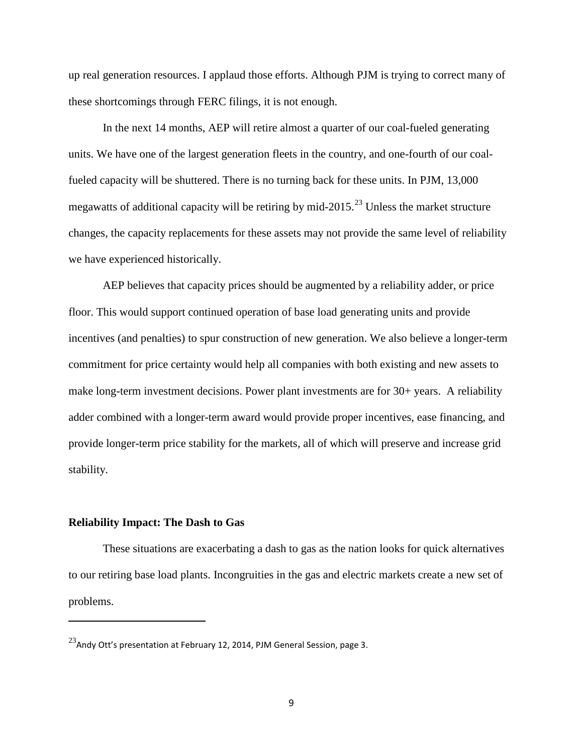up real generation resources. I applaud those efforts. Although PJM is trying to correct many of these shortcomings through FERC filings, it is not enough.

In the next 14 months, AEP will retire almost a quarter of our coal-fueled generating units. We have one of the largest generation fleets in the country, and one-fourth of our coal-fueled capacity will be shuttered. There is no turning back for these units. In PJM, 13,000 megawatts of additional capacity will be retiring by mid-2015.[23] Unless the market structure changes, the capacity replacements for these assets may not provide the same level of reliability we have experienced historically.

AEP believes that capacity prices should be augmented by a reliability adder, or price floor. This would support continued operation of base load generating units and provide incentives (and penalties) to spur construction of new generation. We also believe a longer-term commitment for price certainty would help all companies with both existing and new assets to make long-term investment decisions. Power plant investments are for 30+ years. A reliability adder combined with a longer-term award would provide proper incentives, ease financing, and provide longer-term price stability for the markets, all of which will preserve and increase grid stability.

**Reliability Impact: The Dash to Gas**

These situations are exacerbating a dash to gas as the nation looks for quick alternatives to our retiring base load plants. Incongruities in the gas and electric markets create a new set of problems.

---

[23] Andy Ott's presentation at February 12, 2014, PJM General Session, page 3.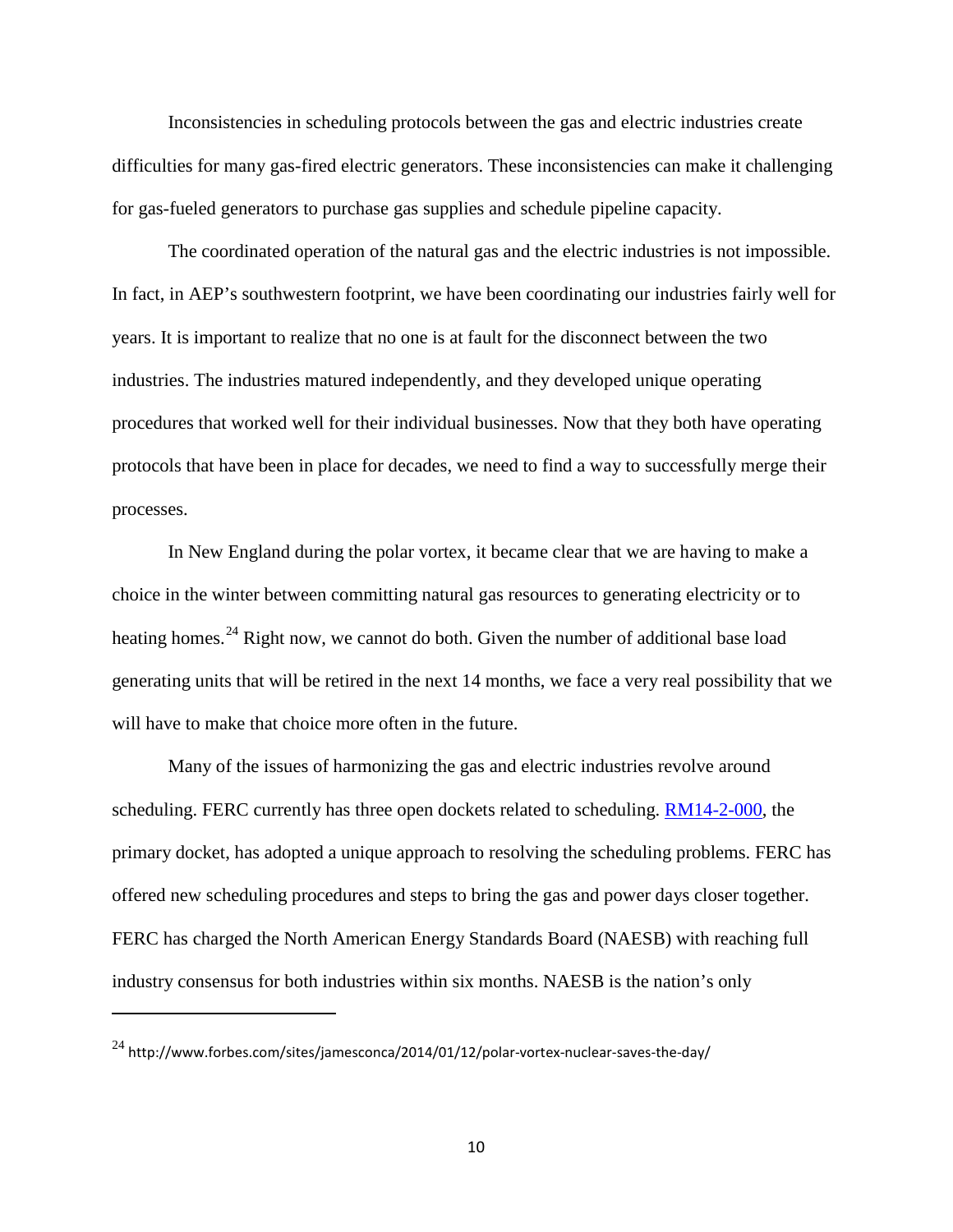Inconsistencies in scheduling protocols between the gas and electric industries create difficulties for many gas-fired electric generators. These inconsistencies can make it challenging for gas-fueled generators to purchase gas supplies and schedule pipeline capacity.

The coordinated operation of the natural gas and the electric industries is not impossible. In fact, in AEP's southwestern footprint, we have been coordinating our industries fairly well for years. It is important to realize that no one is at fault for the disconnect between the two industries. The industries matured independently, and they developed unique operating procedures that worked well for their individual businesses. Now that they both have operating protocols that have been in place for decades, we need to find a way to successfully merge their processes.

In New England during the polar vortex, it became clear that we are having to make a choice in the winter between committing natural gas resources to generating electricity or to heating homes.[24] Right now, we cannot do both. Given the number of additional base load generating units that will be retired in the next 14 months, we face a very real possibility that we will have to make that choice more often in the future.

Many of the issues of harmonizing the gas and electric industries revolve around scheduling. FERC currently has three open dockets related to scheduling. RM14-2-000, the primary docket, has adopted a unique approach to resolving the scheduling problems. FERC has offered new scheduling procedures and steps to bring the gas and power days closer together. FERC has charged the North American Energy Standards Board (NAESB) with reaching full industry consensus for both industries within six months. NAESB is the nation's only

---

[24] http://www.forbes.com/sites/jamesconca/2014/01/12/polar-vortex-nuclear-saves-the-day/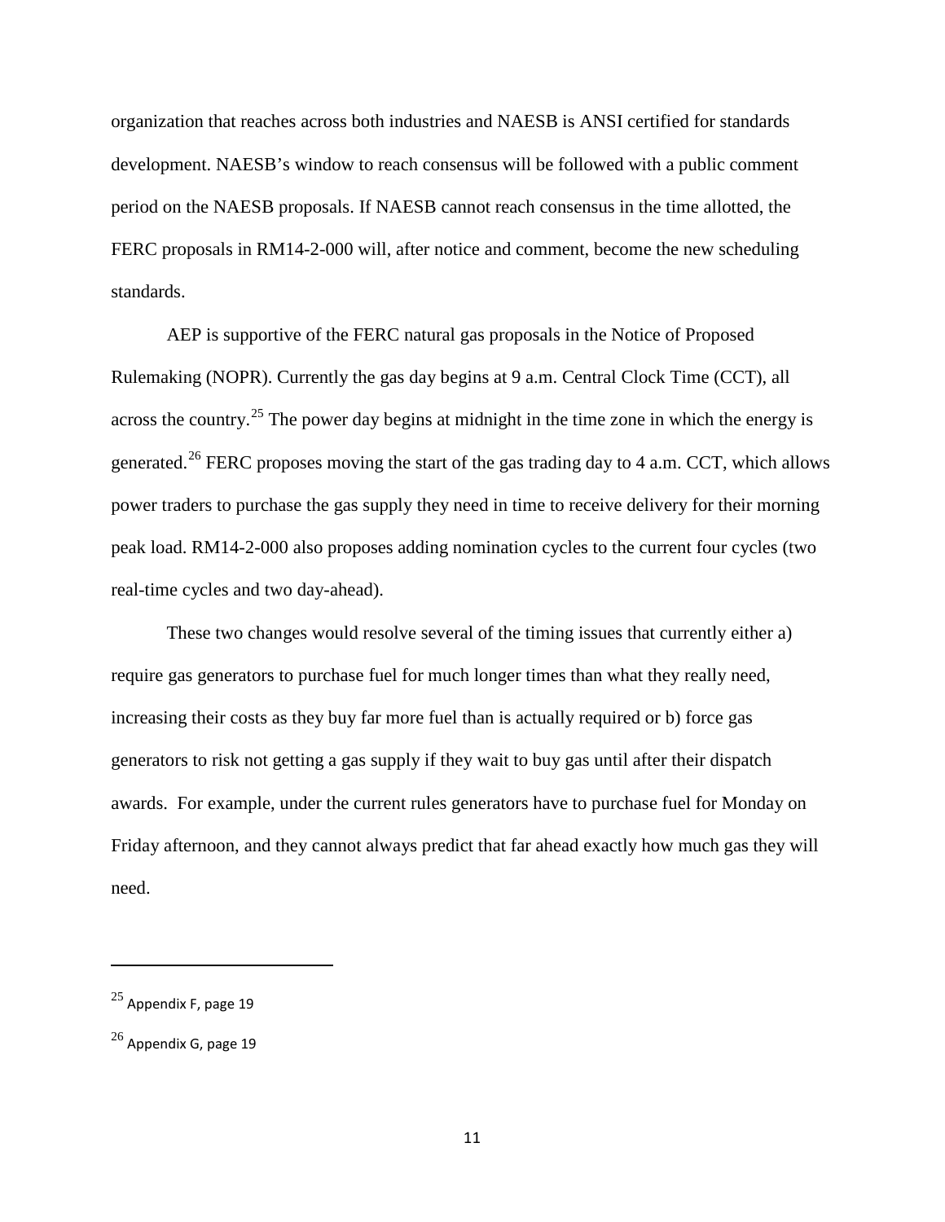organization that reaches across both industries and NAESB is ANSI certified for standards development. NAESB's window to reach consensus will be followed with a public comment period on the NAESB proposals. If NAESB cannot reach consensus in the time allotted, the FERC proposals in RM14-2-000 will, after notice and comment, become the new scheduling standards.

AEP is supportive of the FERC natural gas proposals in the Notice of Proposed Rulemaking (NOPR). Currently the gas day begins at 9 a.m. Central Clock Time (CCT), all across the country.[25] The power day begins at midnight in the time zone in which the energy is generated.[26] FERC proposes moving the start of the gas trading day to 4 a.m. CCT, which allows power traders to purchase the gas supply they need in time to receive delivery for their morning peak load. RM14-2-000 also proposes adding nomination cycles to the current four cycles (two real-time cycles and two day-ahead).

These two changes would resolve several of the timing issues that currently either a) require gas generators to purchase fuel for much longer times than what they really need, increasing their costs as they buy far more fuel than is actually required or b) force gas generators to risk not getting a gas supply if they wait to buy gas until after their dispatch awards. For example, under the current rules generators have to purchase fuel for Monday on Friday afternoon, and they cannot always predict that far ahead exactly how much gas they will need.

---

[25] Appendix F, page 19

[26] Appendix G, page 19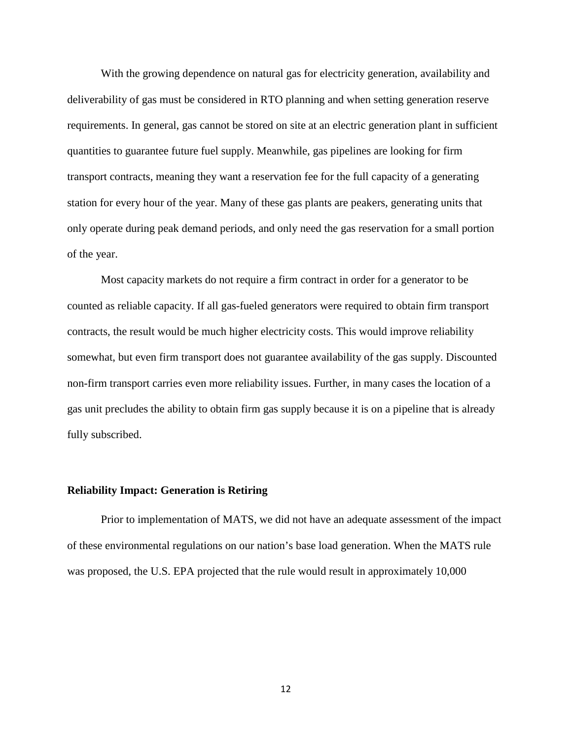With the growing dependence on natural gas for electricity generation, availability and deliverability of gas must be considered in RTO planning and when setting generation reserve requirements. In general, gas cannot be stored on site at an electric generation plant in sufficient quantities to guarantee future fuel supply. Meanwhile, gas pipelines are looking for firm transport contracts, meaning they want a reservation fee for the full capacity of a generating station for every hour of the year. Many of these gas plants are peakers, generating units that only operate during peak demand periods, and only need the gas reservation for a small portion of the year.

Most capacity markets do not require a firm contract in order for a generator to be counted as reliable capacity. If all gas-fueled generators were required to obtain firm transport contracts, the result would be much higher electricity costs. This would improve reliability somewhat, but even firm transport does not guarantee availability of the gas supply. Discounted non-firm transport carries even more reliability issues. Further, in many cases the location of a gas unit precludes the ability to obtain firm gas supply because it is on a pipeline that is already fully subscribed.

**Reliability Impact: Generation is Retiring**

Prior to implementation of MATS, we did not have an adequate assessment of the impact of these environmental regulations on our nation's base load generation. When the MATS rule was proposed, the U.S. EPA projected that the rule would result in approximately 10,000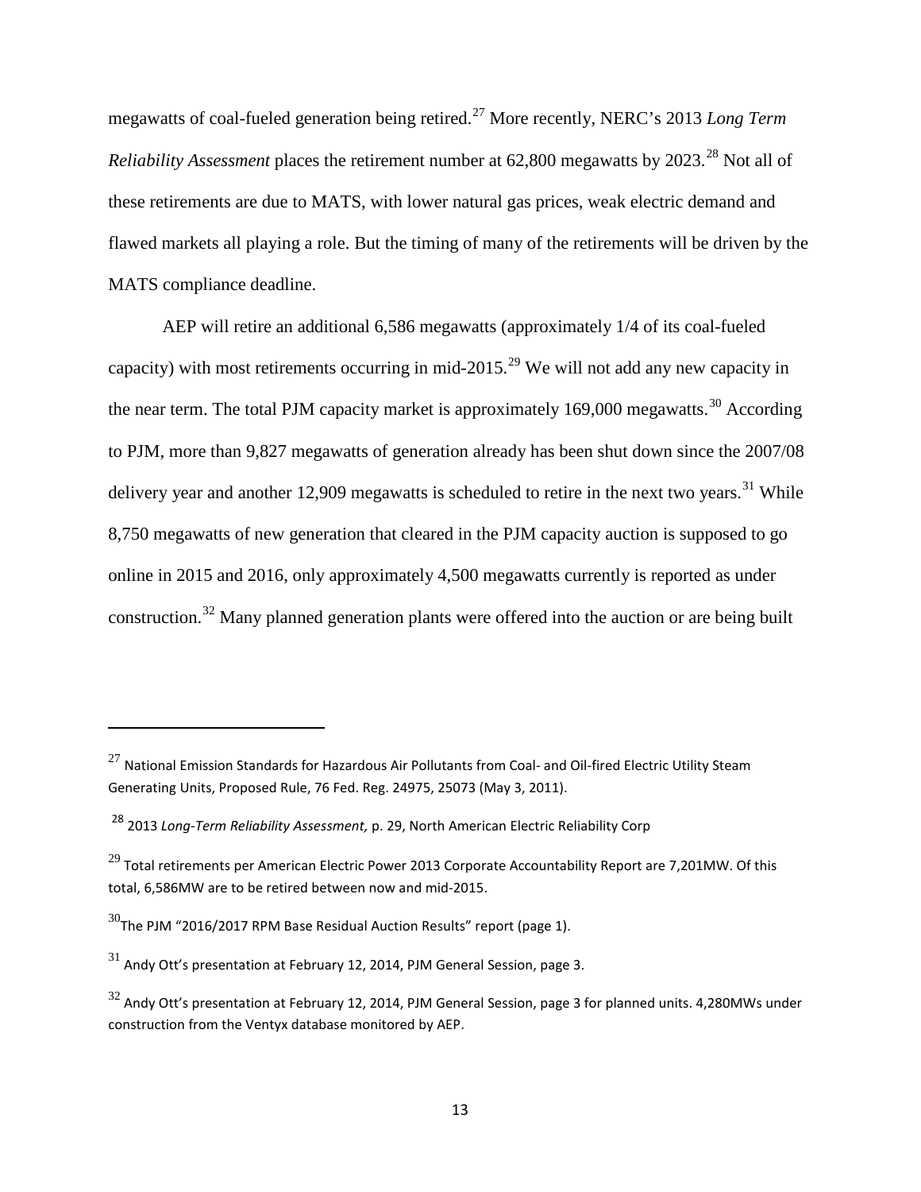megawatts of coal-fueled generation being retired.[27] More recently, NERC's 2013 *Long Term Reliability Assessment* places the retirement number at 62,800 megawatts by 2023.[28] Not all of these retirements are due to MATS, with lower natural gas prices, weak electric demand and flawed markets all playing a role. But the timing of many of the retirements will be driven by the MATS compliance deadline.

AEP will retire an additional 6,586 megawatts (approximately 1/4 of its coal-fueled capacity) with most retirements occurring in mid-2015.[29] We will not add any new capacity in the near term. The total PJM capacity market is approximately 169,000 megawatts.[30] According to PJM, more than 9,827 megawatts of generation already has been shut down since the 2007/08 delivery year and another 12,909 megawatts is scheduled to retire in the next two years.[31] While 8,750 megawatts of new generation that cleared in the PJM capacity auction is supposed to go online in 2015 and 2016, only approximately 4,500 megawatts currently is reported as under construction.[32] Many planned generation plants were offered into the auction or are being built

---

[27] National Emission Standards for Hazardous Air Pollutants from Coal- and Oil-fired Electric Utility Steam Generating Units, Proposed Rule, 76 Fed. Reg. 24975, 25073 (May 3, 2011).

[28] 2013 *Long-Term Reliability Assessment,* p. 29, North American Electric Reliability Corp

[29] Total retirements per American Electric Power 2013 Corporate Accountability Report are 7,201MW. Of this total, 6,586MW are to be retired between now and mid-2015.

[30] The PJM "2016/2017 RPM Base Residual Auction Results" report (page 1).

[31] Andy Ott's presentation at February 12, 2014, PJM General Session, page 3.

[32] Andy Ott's presentation at February 12, 2014, PJM General Session, page 3 for planned units. 4,280MWs under construction from the Ventyx database monitored by AEP.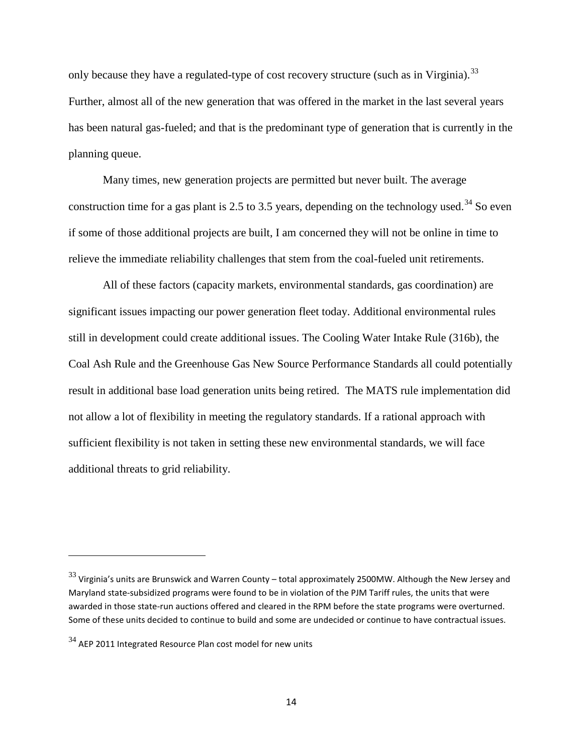only because they have a regulated-type of cost recovery structure (such as in Virginia).[33] Further, almost all of the new generation that was offered in the market in the last several years has been natural gas-fueled; and that is the predominant type of generation that is currently in the planning queue.

Many times, new generation projects are permitted but never built. The average construction time for a gas plant is 2.5 to 3.5 years, depending on the technology used.[34] So even if some of those additional projects are built, I am concerned they will not be online in time to relieve the immediate reliability challenges that stem from the coal-fueled unit retirements.

All of these factors (capacity markets, environmental standards, gas coordination) are significant issues impacting our power generation fleet today. Additional environmental rules still in development could create additional issues. The Cooling Water Intake Rule (316b), the Coal Ash Rule and the Greenhouse Gas New Source Performance Standards all could potentially result in additional base load generation units being retired. The MATS rule implementation did not allow a lot of flexibility in meeting the regulatory standards. If a rational approach with sufficient flexibility is not taken in setting these new environmental standards, we will face additional threats to grid reliability.

---

[33] Virginia's units are Brunswick and Warren County – total approximately 2500MW. Although the New Jersey and Maryland state-subsidized programs were found to be in violation of the PJM Tariff rules, the units that were awarded in those state-run auctions offered and cleared in the RPM before the state programs were overturned. Some of these units decided to continue to build and some are undecided or continue to have contractual issues.

[34] AEP 2011 Integrated Resource Plan cost model for new units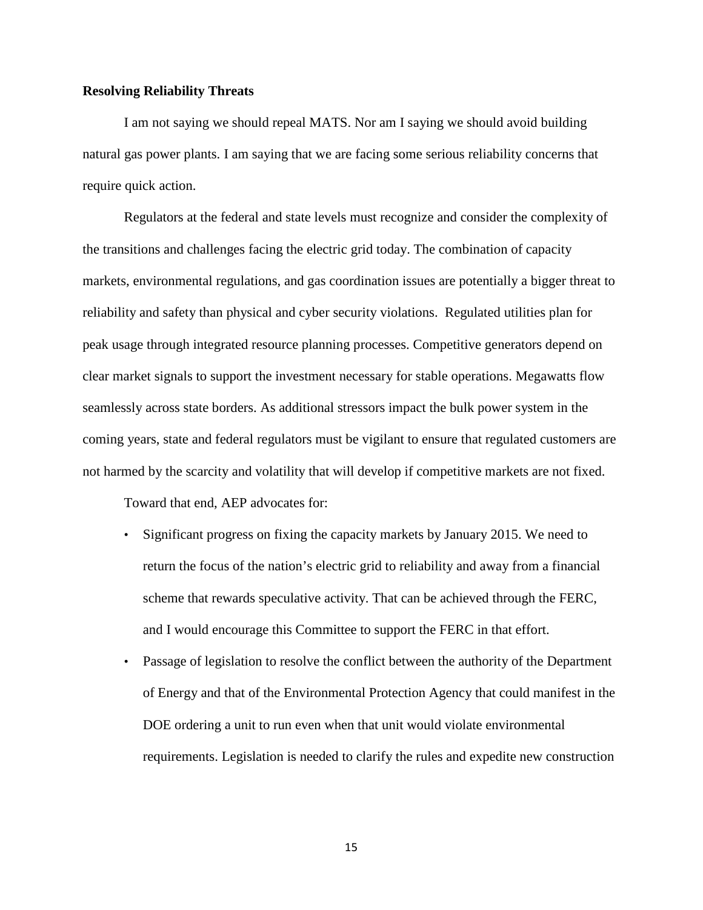**Resolving Reliability Threats**

I am not saying we should repeal MATS. Nor am I saying we should avoid building natural gas power plants. I am saying that we are facing some serious reliability concerns that require quick action.

Regulators at the federal and state levels must recognize and consider the complexity of the transitions and challenges facing the electric grid today. The combination of capacity markets, environmental regulations, and gas coordination issues are potentially a bigger threat to reliability and safety than physical and cyber security violations. Regulated utilities plan for peak usage through integrated resource planning processes. Competitive generators depend on clear market signals to support the investment necessary for stable operations. Megawatts flow seamlessly across state borders. As additional stressors impact the bulk power system in the coming years, state and federal regulators must be vigilant to ensure that regulated customers are not harmed by the scarcity and volatility that will develop if competitive markets are not fixed.

Toward that end, AEP advocates for:

- Significant progress on fixing the capacity markets by January 2015. We need to return the focus of the nation's electric grid to reliability and away from a financial scheme that rewards speculative activity. That can be achieved through the FERC, and I would encourage this Committee to support the FERC in that effort.
- Passage of legislation to resolve the conflict between the authority of the Department of Energy and that of the Environmental Protection Agency that could manifest in the DOE ordering a unit to run even when that unit would violate environmental requirements. Legislation is needed to clarify the rules and expedite new construction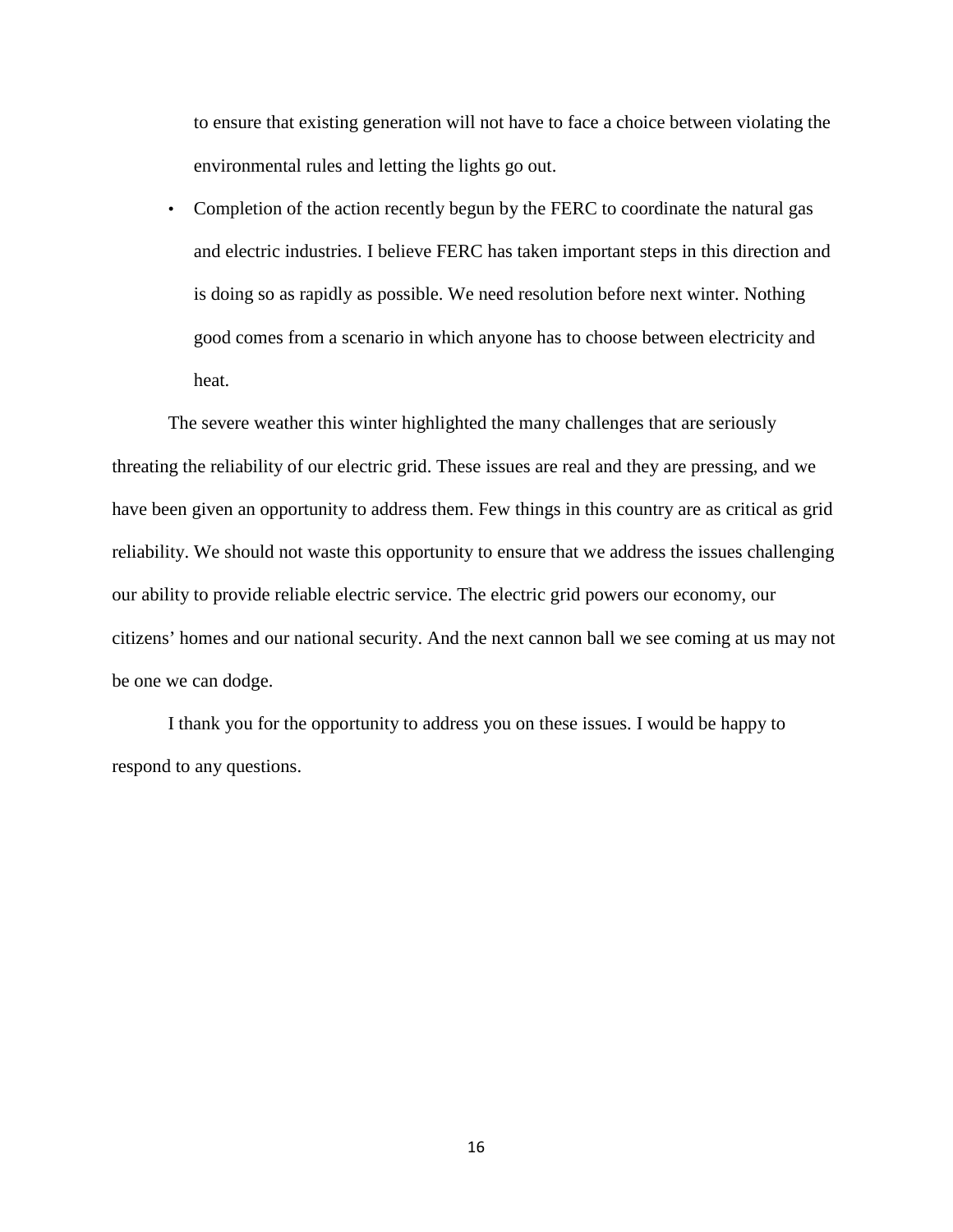to ensure that existing generation will not have to face a choice between violating the environmental rules and letting the lights go out.

- Completion of the action recently begun by the FERC to coordinate the natural gas and electric industries. I believe FERC has taken important steps in this direction and is doing so as rapidly as possible. We need resolution before next winter. Nothing good comes from a scenario in which anyone has to choose between electricity and heat.

The severe weather this winter highlighted the many challenges that are seriously threating the reliability of our electric grid. These issues are real and they are pressing, and we have been given an opportunity to address them. Few things in this country are as critical as grid reliability. We should not waste this opportunity to ensure that we address the issues challenging our ability to provide reliable electric service. The electric grid powers our economy, our citizens' homes and our national security. And the next cannon ball we see coming at us may not be one we can dodge.

I thank you for the opportunity to address you on these issues. I would be happy to respond to any questions.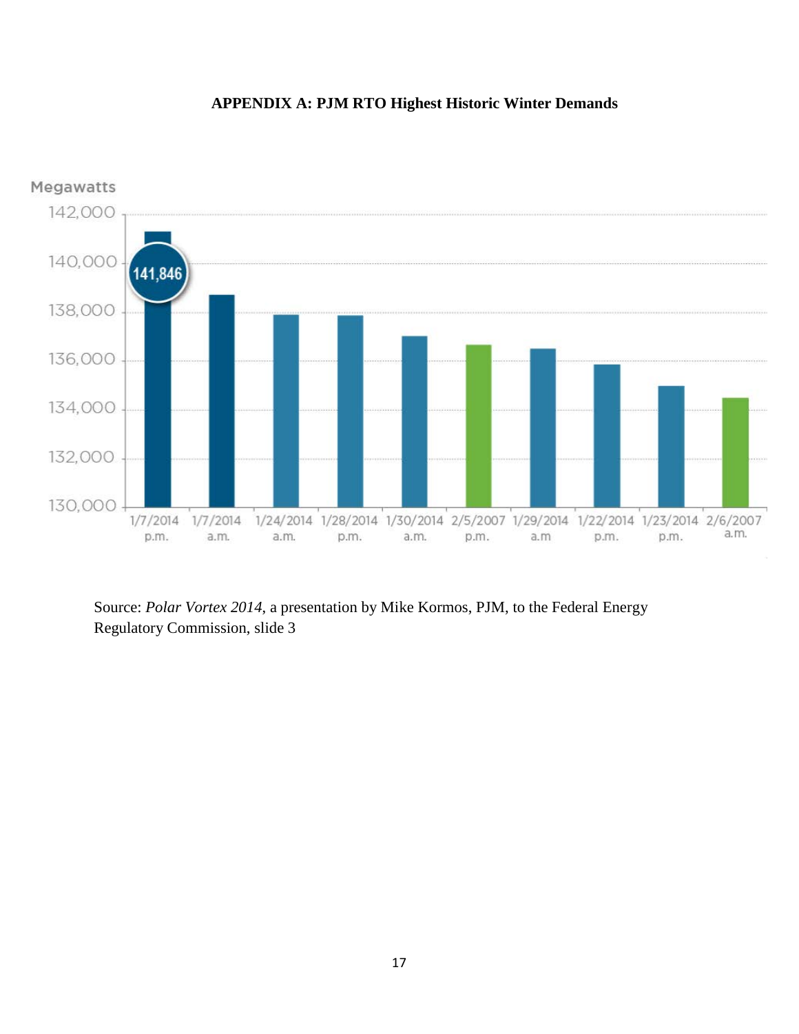**APPENDIX A: PJM RTO Highest Historic Winter Demands**

Source: *Polar Vortex 2014*, a presentation by Mike Kormos, PJM, to the Federal Energy Regulatory Commission, slide 3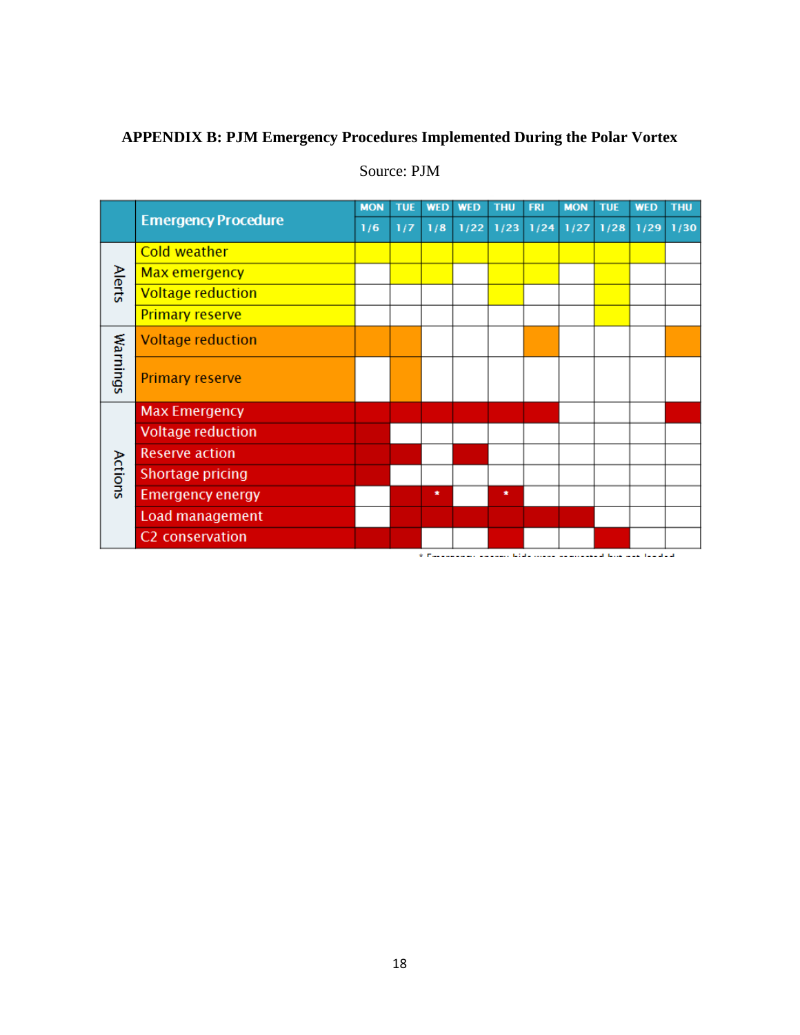## APPENDIX B: PJM Emergency Procedures Implemented During the Polar Vortex

Source: PJM

| | Emergency Procedure | MON 1/6 | TUE 1/7 | WED 1/8 | WED 1/22 | THU 1/23 | FRI 1/24 | MON 1/27 | TUE 1/28 | WED 1/29 | THU 1/30 |
|---|---|---|---|---|---|---|---|---|---|---|---|
| Alerts | Cold weather | X | X | X | X | X | X | X | X | X | |
| Alerts | Max emergency | | X | X | | X | X | | X | | |
| Alerts | Voltage reduction | | | | | X | | | X | | |
| Alerts | Primary reserve | | | | | | | | X | | |
| Warnings | Voltage reduction | X | X | | | | X | | | | X |
| Warnings | Primary reserve | | X | | | | | | | | |
| Actions | Max Emergency | X | X | X | X | X | X | | | | X |
| Actions | Voltage reduction | X | | | | | | | | | |
| Actions | Reserve action | X | X | | X | | | | | | |
| Actions | Shortage pricing | X | | | | | | | | | |
| Actions | Emergency energy | | X | X * | | X * | | | | | |
| Actions | Load management | | X | X | X | X | X | X | | | |
| Actions | C2 conservation | X | X | | | X | | | X | | |

X = procedure implemented (shaded cell in the source chart).

\* Emergency energy bids were requested but not loaded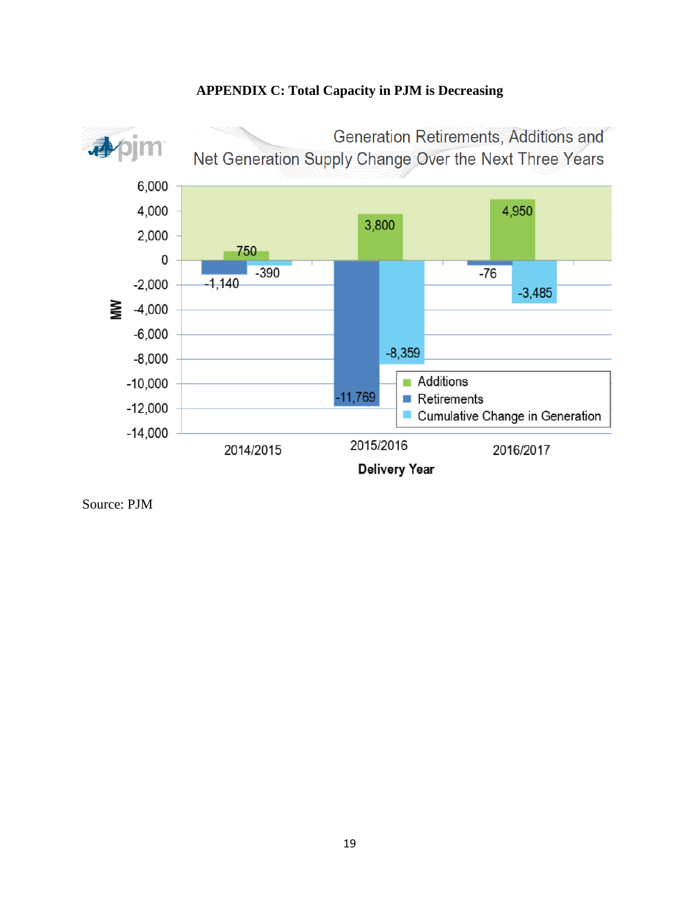**APPENDIX C: Total Capacity in PJM is Decreasing**

Generation Retirements, Additions and Net Generation Supply Change Over the Next Three Years

| Delivery Year | Additions (MW) | Retirements (MW) | Cumulative Change in Generation (MW) |
|---|---|---|---|
| 2014/2015 | 750 | -1,140 | -390 |
| 2015/2016 | 3,800 | -11,769 | -8,359 |
| 2016/2017 | 4,950 | -76 | -3,485 |

Source: PJM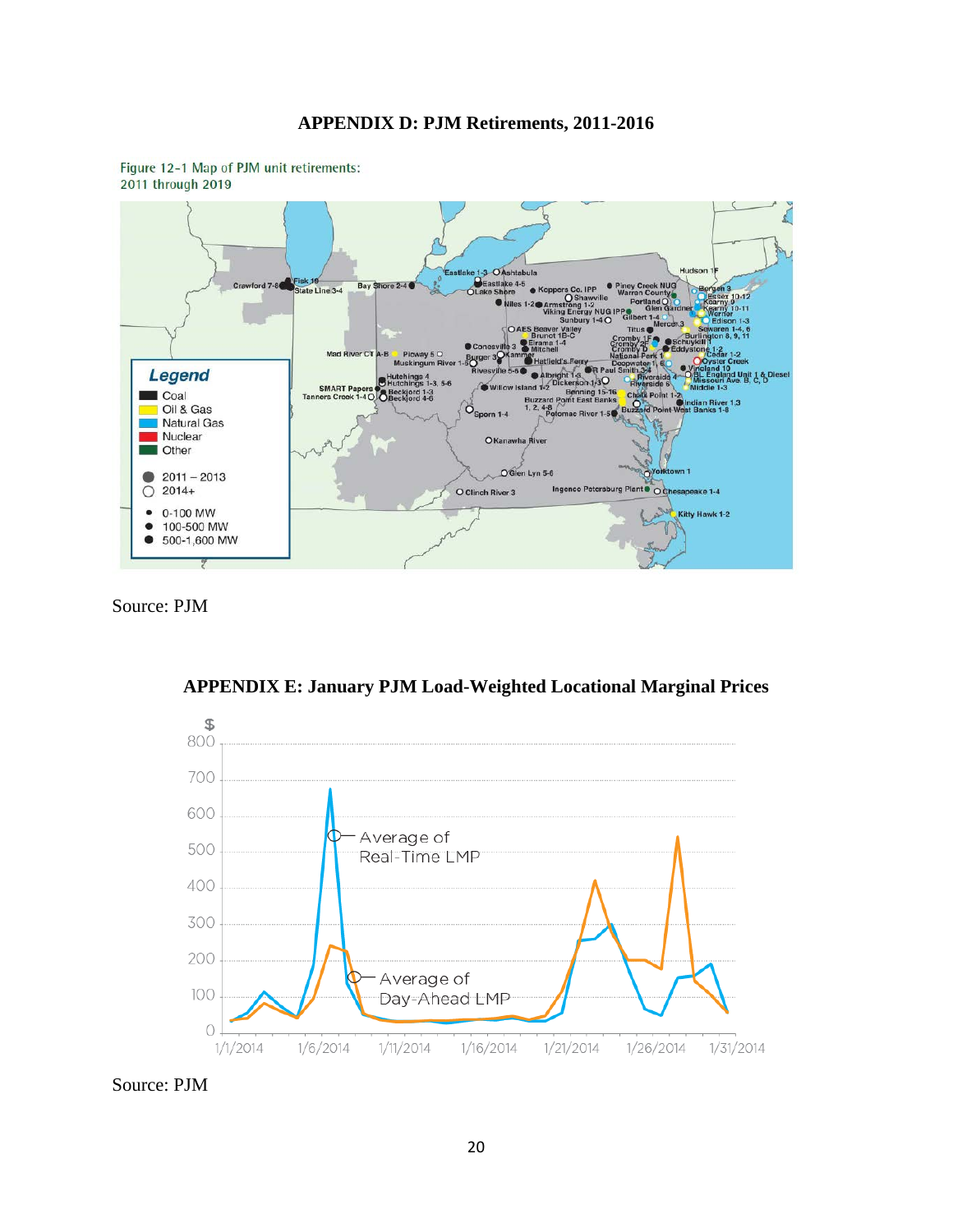## APPENDIX D: PJM Retirements, 2011-2016

Figure 12-1 Map of PJM unit retirements: 2011 through 2019

Source: PJM

## APPENDIX E: January PJM Load-Weighted Locational Marginal Prices

Source: PJM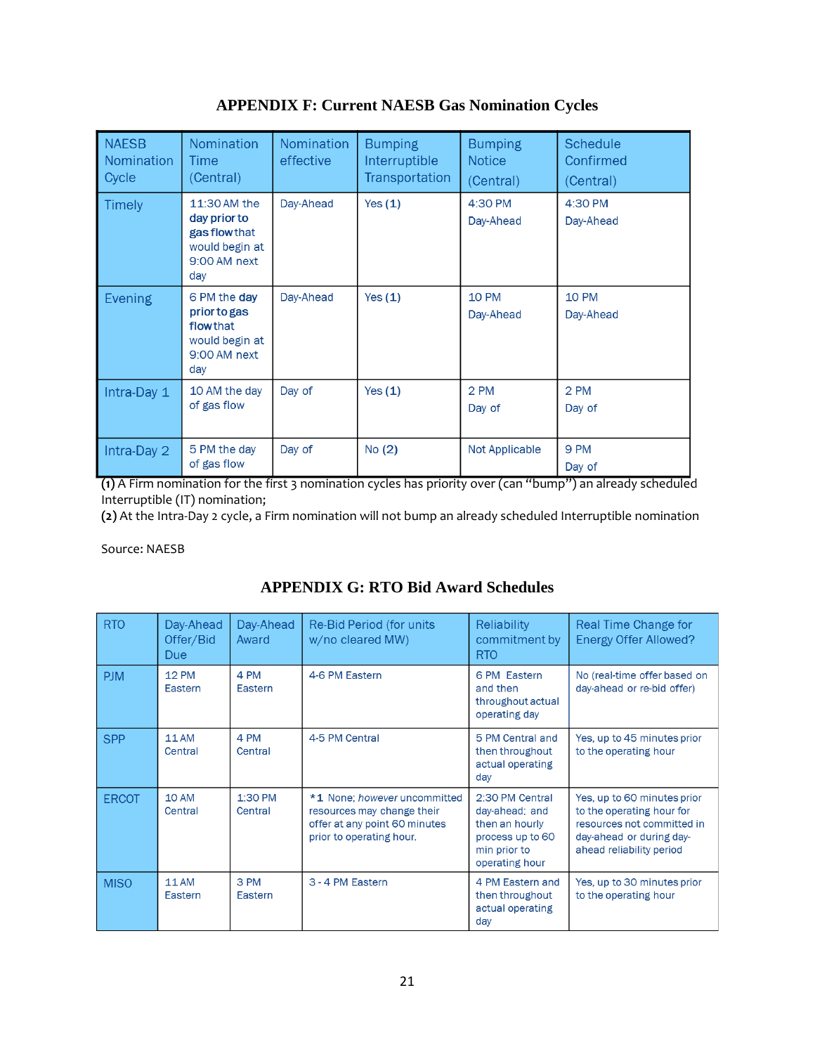## APPENDIX F: Current NAESB Gas Nomination Cycles

| NAESB Nomination Cycle | Nomination Time (Central) | Nomination effective | Bumping Interruptible Transportation | Bumping Notice (Central) | Schedule Confirmed (Central) |
|---|---|---|---|---|---|
| Timely | 11:30 AM the day prior to gas flow that would begin at 9:00 AM next day | Day-Ahead | Yes (1) | 4:30 PM Day-Ahead | 4:30 PM Day-Ahead |
| Evening | 6 PM the day prior to gas flow that would begin at 9:00 AM next day | Day-Ahead | Yes (1) | 10 PM Day-Ahead | 10 PM Day-Ahead |
| Intra-Day 1 | 10 AM the day of gas flow | Day of | Yes (1) | 2 PM Day of | 2 PM Day of |
| Intra-Day 2 | 5 PM the day of gas flow | Day of | No (2) | Not Applicable | 9 PM Day of |

**(1)** A Firm nomination for the first 3 nomination cycles has priority over (can "bump") an already scheduled Interruptible (IT) nomination;
**(2)** At the Intra-Day 2 cycle, a Firm nomination will not bump an already scheduled Interruptible nomination

Source: NAESB

## APPENDIX G: RTO Bid Award Schedules

| RTO | Day-Ahead Offer/Bid Due | Day-Ahead Award | Re-Bid Period (for units w/no cleared MW) | Reliability commitment by RTO | Real Time Change for Energy Offer Allowed? |
|---|---|---|---|---|---|
| PJM | 12 PM Eastern | 4 PM Eastern | 4-6 PM Eastern | 6 PM Eastern and then throughout actual operating day | No (real-time offer based on day-ahead or re-bid offer) |
| SPP | 11 AM Central | 4 PM Central | 4-5 PM Central | 5 PM Central and then throughout actual operating day | Yes, up to 45 minutes prior to the operating hour |
| ERCOT | 10 AM Central | 1:30 PM Central | *1 None; *however* uncommitted resources may change their offer at any point 60 minutes prior to operating hour. | 2:30 PM Central day-ahead; and then an hourly process up to 60 min prior to operating hour | Yes, up to 60 minutes prior to the operating hour for resources not committed in day-ahead or during day-ahead reliability period |
| MISO | 11 AM Eastern | 3 PM Eastern | 3 - 4 PM Eastern | 4 PM Eastern and then throughout actual operating day | Yes, up to 30 minutes prior to the operating hour |